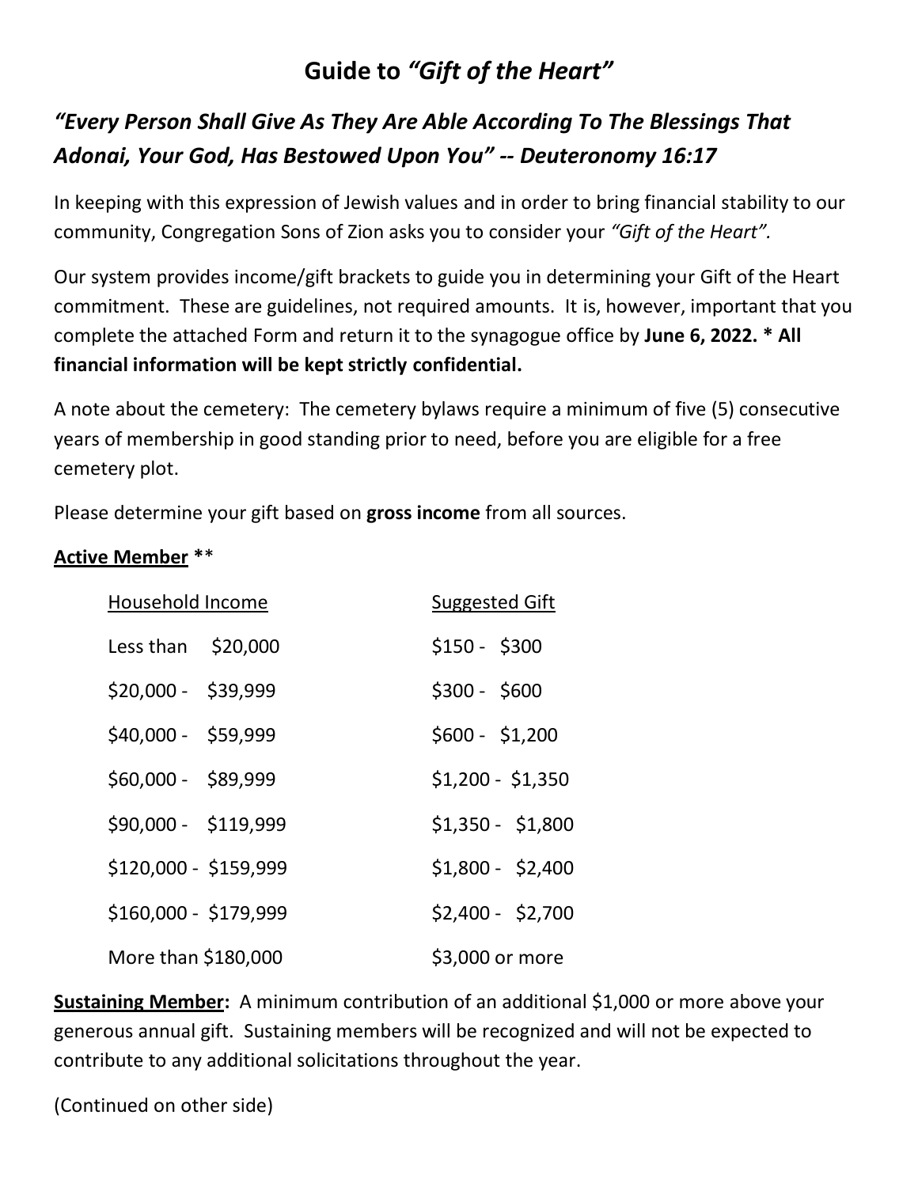# Guide to *"Gift of the Heart"*

## *"Every Person Shall Give As They Are Able According To The Blessings That Adonai, Your God, Has Bestowed Upon You" -- Deuteronomy 16:17*

In keeping with this expression of Jewish values and in order to bring financial stability to our community, Congregation Sons of Zion asks you to consider your *"Gift of the Heart".*

Our system provides income/gift brackets to guide you in determining your Gift of the Heart commitment. These are guidelines, not required amounts. It is, however, important that you complete the attached Form and return it to the synagogue office by **June 6, 2022. * All financial information will be kept strictly confidential.**

A note about the cemetery: The cemetery bylaws require a minimum of five (5) consecutive years of membership in good standing prior to need, before you are eligible for a free cemetery plot.

Please determine your gift based on **gross income** from all sources.

**Active Member** **

| Household Income | Suggested Gift |
|---|---|
| Less than $20,000 | $150 - $300 |
| $20,000 - $39,999 | $300 - $600 |
| $40,000 - $59,999 | $600 - $1,200 |
| $60,000 - $89,999 | $1,200 - $1,350 |
| $90,000 - $119,999 | $1,350 - $1,800 |
| $120,000 - $159,999 | $1,800 - $2,400 |
| $160,000 - $179,999 | $2,400 - $2,700 |
| More than $180,000 | $3,000 or more |

**Sustaining Member:** A minimum contribution of an additional $1,000 or more above your generous annual gift. Sustaining members will be recognized and will not be expected to contribute to any additional solicitations throughout the year.

(Continued on other side)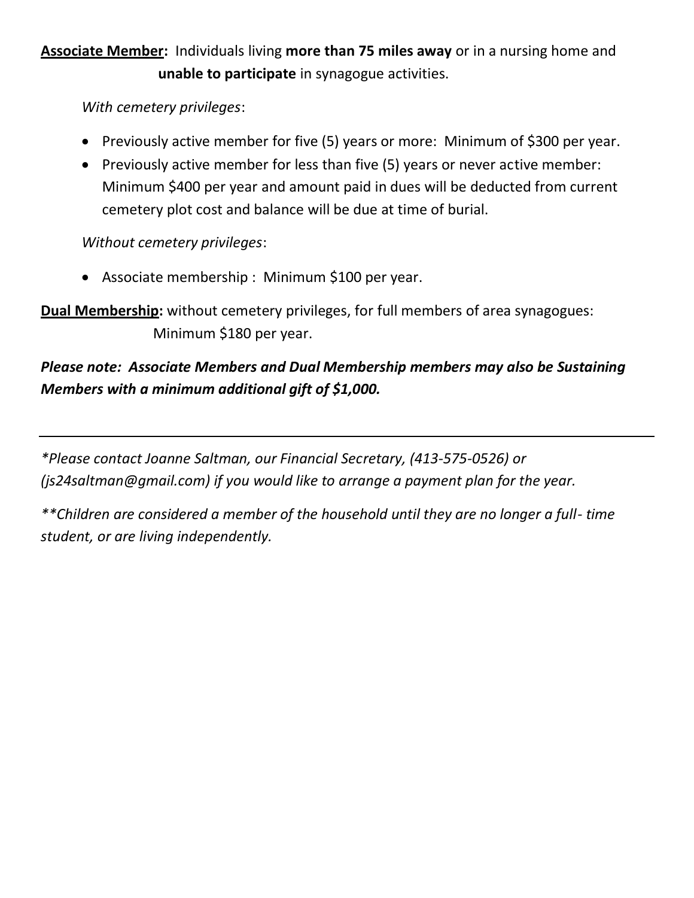**<u>Associate Member</u>:** Individuals living **more than 75 miles away** or in a nursing home and **unable to participate** in synagogue activities.

*With cemetery privileges*:

- Previously active member for five (5) years or more: Minimum of $300 per year.
- Previously active member for less than five (5) years or never active member: Minimum $400 per year and amount paid in dues will be deducted from current cemetery plot cost and balance will be due at time of burial.

*Without cemetery privileges*:

- Associate membership : Minimum $100 per year.

**<u>Dual Membership</u>:** without cemetery privileges, for full members of area synagogues: Minimum $180 per year.

***Please note: Associate Members and Dual Membership members may also be Sustaining Members with a minimum additional gift of $1,000.***

---

*\*Please contact Joanne Saltman, our Financial Secretary, (413-575-0526) or (js24saltman@gmail.com) if you would like to arrange a payment plan for the year.*

*\*\*Children are considered a member of the household until they are no longer a full- time student, or are living independently.*